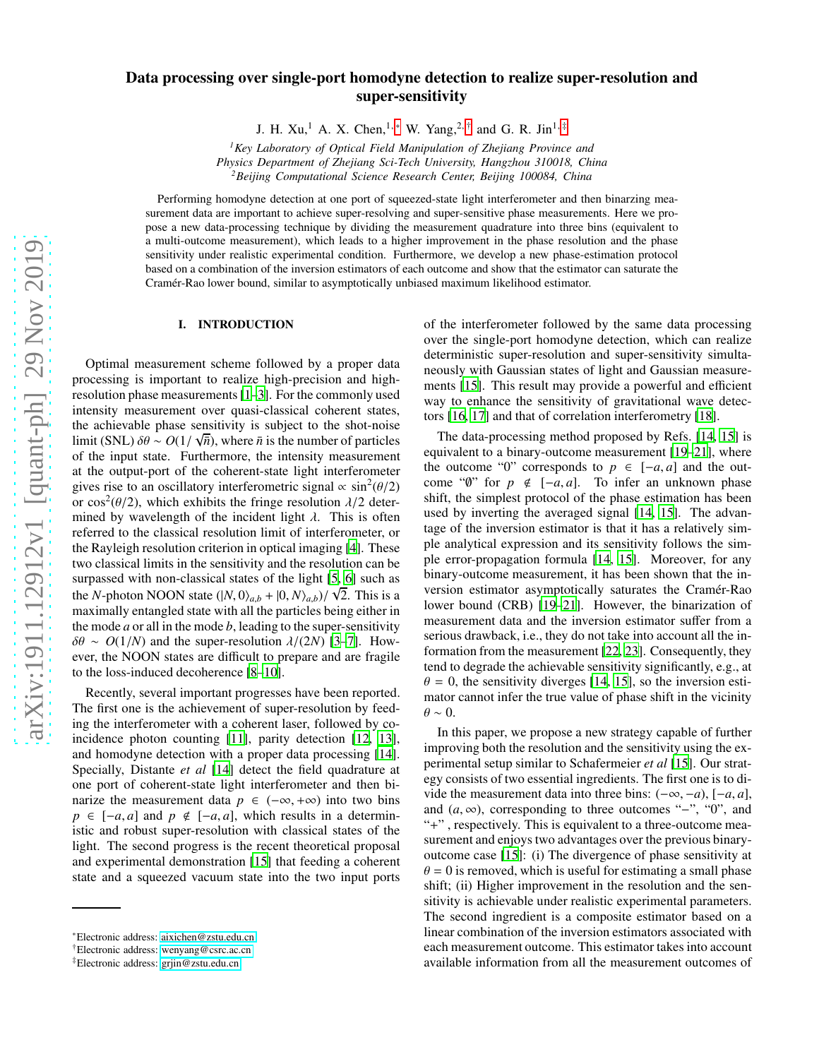# Data processing over single-port homodyne detection to realize super-resolution and super-sensitivity

J. H. Xu,[1] A. X. Chen,[1,*] W. Yang,[2,†] and G. R. Jin[1,‡]

[1] *Key Laboratory of Optical Field Manipulation of Zhejiang Province and Physics Department of Zhejiang Sci-Tech University, Hangzhou 310018, China*

[2] *Beijing Computational Science Research Center, Beijing 100084, China*

Performing homodyne detection at one port of squeezed-state light interferometer and then binarzing measurement data are important to achieve super-resolving and super-sensitive phase measurements. Here we propose a new data-processing technique by dividing the measurement quadrature into three bins (equivalent to a multi-outcome measurement), which leads to a higher improvement in the phase resolution and the phase sensitivity under realistic experimental condition. Furthermore, we develop a new phase-estimation protocol based on a combination of the inversion estimators of each outcome and show that the estimator can saturate the Cramér-Rao lower bound, similar to asymptotically unbiased maximum likelihood estimator.

## I. INTRODUCTION

Optimal measurement scheme followed by a proper data processing is important to realize high-precision and high-resolution phase measurements [1–3]. For the commonly used intensity measurement over quasi-classical coherent states, the achievable phase sensitivity is subject to the shot-noise limit (SNL) $\delta\theta \sim O(1/\sqrt{\bar{n}})$, where $\bar{n}$ is the number of particles of the input state. Furthermore, the intensity measurement at the output-port of the coherent-state light interferometer gives rise to an oscillatory interferometric signal $\propto \sin^2(\theta/2)$ or $\cos^2(\theta/2)$, which exhibits the fringe resolution $\lambda/2$ determined by wavelength of the incident light $\lambda$. This is often referred to the classical resolution limit of interferometer, or the Rayleigh resolution criterion in optical imaging [4]. These two classical limits in the sensitivity and the resolution can be surpassed with non-classical states of the light [5, 6] such as the $N$-photon NOON state $(|N,0\rangle_{a,b} + |0,N\rangle_{a,b})/\sqrt{2}$. This is a maximally entangled state with all the particles being either in the mode $a$ or all in the mode $b$, leading to the super-sensitivity $\delta\theta \sim O(1/N)$ and the super-resolution $\lambda/(2N)$ [3–7]. However, the NOON states are difficult to prepare and are fragile to the loss-induced decoherence [8–10].

Recently, several important progresses have been reported. The first one is the achievement of super-resolution by feeding the interferometer with a coherent laser, followed by coincidence photon counting [11], parity detection [12, 13], and homodyne detection with a proper data processing [14]. Specially, Distante *et al* [14] detect the field quadrature at one port of coherent-state light interferometer and then binarize the measurement data $p \in (-\infty, +\infty)$ into two bins $p \in [-a, a]$ and $p \notin [-a, a]$, which results in a deterministic and robust super-resolution with classical states of the light. The second progress is the recent theoretical proposal and experimental demonstration [15] that feeding a coherent state and a squeezed vacuum state into the two input ports of the interferometer followed by the same data processing over the single-port homodyne detection, which can realize deterministic super-resolution and super-sensitivity simultaneously with Gaussian states of light and Gaussian measurements [15]. This result may provide a powerful and efficient way to enhance the sensitivity of gravitational wave detectors [16, 17] and that of correlation interferometry [18].

The data-processing method proposed by Refs. [14, 15] is equivalent to a binary-outcome measurement [19–21], where the outcome "0" corresponds to $p \in [-a, a]$ and the outcome "$\emptyset$" for $p \notin [-a, a]$. To infer an unknown phase shift, the simplest protocol of the phase estimation has been used by inverting the averaged signal [14, 15]. The advantage of the inversion estimator is that it has a relatively simple analytical expression and its sensitivity follows the simple error-propagation formula [14, 15]. Moreover, for any binary-outcome measurement, it has been shown that the inversion estimator asymptotically saturates the Cramér-Rao lower bound (CRB) [19–21]. However, the binarization of measurement data and the inversion estimator suffer from a serious drawback, i.e., they do not take into account all the information from the measurement [22, 23]. Consequently, they tend to degrade the achievable sensitivity significantly, e.g., at $\theta = 0$, the sensitivity diverges [14, 15], so the inversion estimator cannot infer the true value of phase shift in the vicinity $\theta \sim 0$.

In this paper, we propose a new strategy capable of further improving both the resolution and the sensitivity using the experimental setup similar to Schafermeier *et al* [15]. Our strategy consists of two essential ingredients. The first one is to divide the measurement data into three bins: $(-\infty, -a)$, $[-a, a]$, and $(a, \infty)$, corresponding to three outcomes "−", "0", and "+", respectively. This is equivalent to a three-outcome measurement and enjoys two advantages over the previous binary-outcome case [15]: (i) The divergence of phase sensitivity at $\theta = 0$ is removed, which is useful for estimating a small phase shift; (ii) Higher improvement in the resolution and the sensitivity is achievable under realistic experimental parameters. The second ingredient is a composite estimator based on a linear combination of the inversion estimators associated with each measurement outcome. This estimator takes into account available information from all the measurement outcomes of

---

*Electronic address: aixichen@zstu.edu.cn

†Electronic address: wenyang@csrc.ac.cn

‡Electronic address: grjin@zstu.edu.cn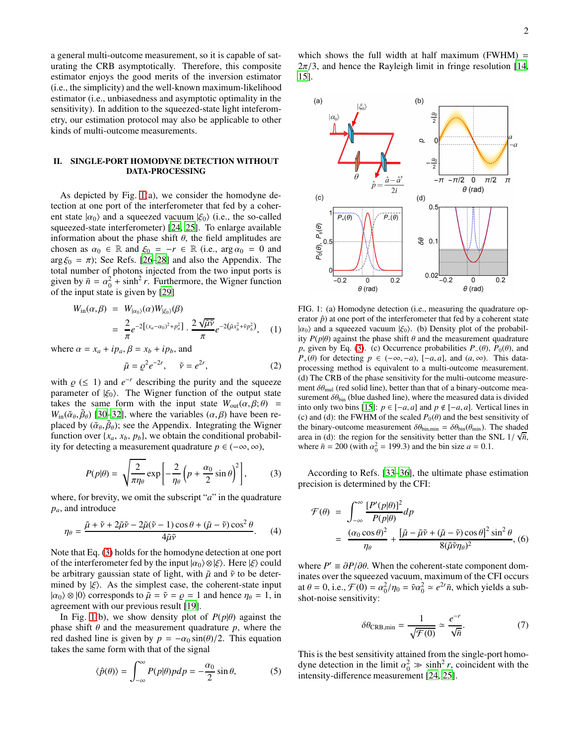a general multi-outcome measurement, so it is capable of saturating the CRB asymptotically. Therefore, this composite estimator enjoys the good merits of the inversion estimator (i.e., the simplicity) and the well-known maximum-likelihood estimator (i.e., unbiasedness and asymptotic optimality in the sensitivity). In addition to the squeezed-state light inteferometry, our estimation protocol may also be applicable to other kinds of multi-outcome measurements.

## II. SINGLE-PORT HOMODYNE DETECTION WITHOUT DATA-PROCESSING

As depicted by Fig. 1(a), we consider the homodyne detection at one port of the interferometer that fed by a coherent state $|\alpha_0\rangle$ and a squeezed vacuum $|\xi_0\rangle$ (i.e., the so-called squeezed-state interferometer) [24, 25]. To enlarge available information about the phase shift $\theta$, the field amplitudes are chosen as $\alpha_0 \in \mathbb{R}$ and $\xi_0 = -r \in \mathbb{R}$ (i.e., $\arg\alpha_0 = 0$ and $\arg\xi_0 = \pi$); See Refs. [26–28] and also the Appendix. The total number of photons injected from the two input ports is given by $\bar{n} = \alpha_0^2 + \sinh^2 r$. Furthermore, the Wigner function of the input state is given by [29]

$$
\begin{aligned}
W_{\text{in}}(\alpha,\beta) &= W_{|\alpha_0\rangle}(\alpha)W_{|\xi_0\rangle}(\beta) \\
&= \frac{2}{\pi}e^{-2[(x_a-\alpha_0)^2+p_a^2]} \cdot \frac{2\sqrt{\tilde{\mu}\tilde{\nu}}}{\pi}e^{-2(\tilde{\mu}x_b^2+\tilde{\nu}p_b^2)}, \qquad (1)
\end{aligned}
$$

where $\alpha = x_a + ip_a$, $\beta = x_b + ip_b$, and

$$
\tilde{\mu} = \varrho^2 e^{-2r}, \quad \tilde{\nu} = e^{2r}, \qquad (2)
$$

with $\varrho$ ($\leq 1$) and $e^{-r}$ describing the purity and the squeeze parameter of $|\xi_0\rangle$. The Wigner function of the output state takes the same form with the input state $W_{\text{out}}(\alpha,\beta;\theta) = W_{\text{in}}(\tilde{\alpha}_\theta,\tilde{\beta}_\theta)$ [30–32], where the variables $(\alpha,\beta)$ have been replaced by $(\tilde{\alpha}_\theta,\tilde{\beta}_\theta)$; see the Appendix. Integrating the Wigner function over $\{x_a, x_b, p_b\}$, we obtain the conditional probability for detecting a measurement quadrature $p \in (-\infty,\infty)$,

$$
P(p|\theta) = \sqrt{\frac{2}{\pi\eta_\theta}}\exp\left[-\frac{2}{\eta_\theta}\left(p + \frac{\alpha_0}{2}\sin\theta\right)^2\right], \qquad (3)
$$

where, for brevity, we omit the subscript "$a$" in the quadrature $p_a$, and introduce

$$
\eta_\theta = \frac{\tilde{\mu} + \tilde{\nu} + 2\tilde{\mu}\tilde{\nu} - 2\tilde{\mu}(\tilde{\nu}-1)\cos\theta + (\tilde{\mu}-\tilde{\nu})\cos^2\theta}{4\tilde{\mu}\tilde{\nu}}. \qquad (4)
$$

Note that Eq. (3) holds for the homodyne detection at one port of the interferometer fed by the input $|\alpha_0\rangle \otimes |\xi\rangle$. Here $|\xi\rangle$ could be arbitrary gaussian state of light, with $\tilde{\mu}$ and $\tilde{\nu}$ to be determined by $|\xi\rangle$. As the simplest case, the coherent-state input $|\alpha_0\rangle \otimes |0\rangle$ corresponds to $\tilde{\mu} = \tilde{\nu} = \varrho = 1$ and hence $\eta_\theta = 1$, in agreement with our previous result [19].

In Fig. 1(b), we show density plot of $P(p|\theta)$ against the phase shift $\theta$ and the measurement quadrature $p$, where the red dashed line is given by $p = -\alpha_0\sin(\theta)/2$. This equation takes the same form with that of the signal

$$
\langle\hat{p}(\theta)\rangle = \int_{-\infty}^{\infty} P(p|\theta)p\,dp = -\frac{\alpha_0}{2}\sin\theta, \qquad (5)
$$

which shows the full width at half maximum (FWHM) $= 2\pi/3$, and hence the Rayleigh limit in fringe resolution [14, 15].

FIG. 1: (a) Homodyne detection (i.e., measuring the quadrature operator $\hat{p}$) at one port of the interferometer that fed by a coherent state $|\alpha_0\rangle$ and a squeezed vacuum $|\xi_0\rangle$. (b) Density plot of the probability $P(p|\theta)$ against the phase shift $\theta$ and the measurement quadrature $p$, given by Eq. (3). (c) Occurrence probabilities $P_-(\theta)$, $P_0(\theta)$, and $P_+(\theta)$ for detecting $p \in (-\infty,-a)$, $[-a,a]$, and $(a,\infty)$. This data-processing method is equivalent to a multi-outcome measurement. (d) The CRB of the phase sensitivity for the multi-outcome measurement $\delta\theta_{\text{mul}}$ (red solid line), better than that of a binary-outcome measurement $\delta\theta_{\text{bin}}$ (blue dashed line), where the measured data is divided into only two bins [15]: $p \in [-a,a]$ and $p \notin [-a,a]$. Vertical lines in (c) and (d): the FWHM of the scaled $P_0(\theta)$ and the best sensitivity of the binary-outcome measurement $\delta\theta_{\text{bin,min}} = \delta\theta_{\text{bin}}(\theta_{\text{min}})$. The shaded area in (d): the region for the sensitivity better than the SNL $1/\sqrt{\bar{n}}$, where $\bar{n} = 200$ (with $\alpha_0^2 = 199.3$) and the bin size $a = 0.1$.

According to Refs. [33–36], the ultimate phase estimation precision is determined by the CFI:

$$
\begin{aligned}
\mathcal{F}(\theta) &= \int_{-\infty}^{\infty}\frac{[P'(p|\theta)]^2}{P(p|\theta)}dp \\
&= \frac{(\alpha_0\cos\theta)^2}{\eta_\theta} + \frac{[\tilde{\mu} - \tilde{\mu}\tilde{\nu} + (\tilde{\mu}-\tilde{\nu})\cos\theta]^2\sin^2\theta}{8(\tilde{\mu}\tilde{\nu}\eta_\theta)^2}, \qquad (6)
\end{aligned}
$$

where $P' \equiv \partial P/\partial\theta$. When the coherent-state component dominates over the squeezed vacuum, maximum of the CFI occurs at $\theta = 0$, i.e., $\mathcal{F}(0) = \alpha_0^2/\eta_0 = \tilde{\nu}\alpha_0^2 \simeq e^{2r}\bar{n}$, which yields a sub-shot-noise sensitivity:

$$
\delta\theta_{\text{CRB,min}} = \frac{1}{\sqrt{\mathcal{F}(0)}} \simeq \frac{e^{-r}}{\sqrt{\bar{n}}}. \qquad (7)
$$

This is the best sensitivity attained from the single-port homodyne detection in the limit $\alpha_0^2 \gg \sinh^2 r$, coincident with the intensity-difference measurement [24, 25].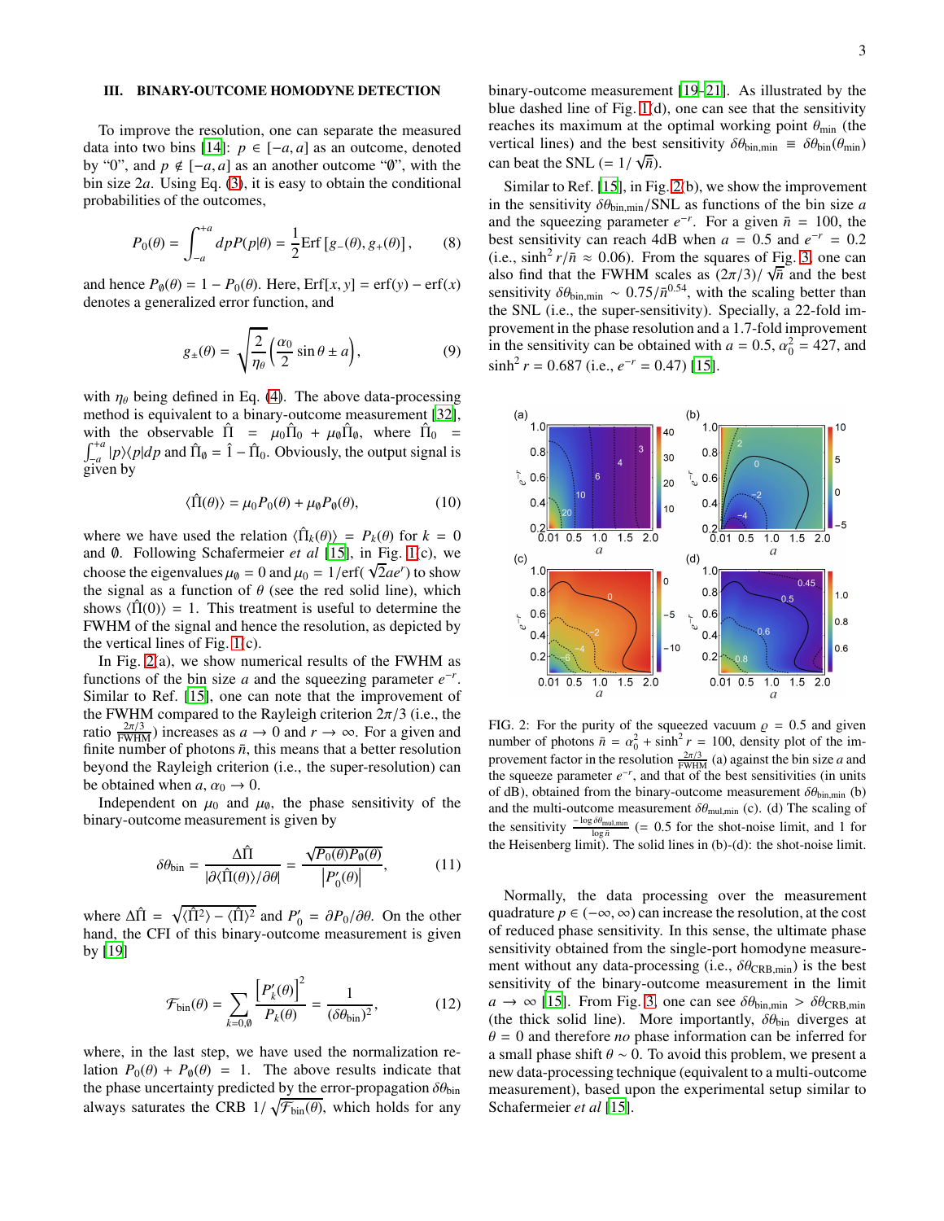## III. BINARY-OUTCOME HOMODYNE DETECTION

To improve the resolution, one can separate the measured data into two bins [14]: $p \in [-a, a]$ as an outcome, denoted by "0", and $p \notin [-a, a]$ as another outcome "$\emptyset$", with the bin size $2a$. Using Eq. (3), it is easy to obtain the conditional probabilities of the outcomes,

$$P_0(\theta) = \int_{-a}^{+a} dp P(p|\theta) = \frac{1}{2}\mathrm{Erf}\left[g_-(\theta), g_+(\theta)\right], \quad (8)$$

and hence $P_\emptyset(\theta) = 1 - P_0(\theta)$. Here, $\mathrm{Erf}[x, y] = \mathrm{erf}(y) - \mathrm{erf}(x)$ denotes a generalized error function, and

$$g_\pm(\theta) = \sqrt{\frac{2}{\eta_\theta}}\left(\frac{\alpha_0}{2}\sin\theta \pm a\right), \quad (9)$$

with $\eta_\theta$ being defined in Eq. (4). The above data-processing method is equivalent to a binary-outcome measurement [32], with the observable $\hat{\Pi} = \mu_0\hat{\Pi}_0 + \mu_\emptyset\hat{\Pi}_\emptyset$, where $\hat{\Pi}_0 = \int_{-a}^{+a}|p\rangle\langle p|dp$ and $\hat{\Pi}_\emptyset = \hat{1} - \hat{\Pi}_0$. Obviously, the output signal is given by

$$\langle\hat{\Pi}(\theta)\rangle = \mu_0 P_0(\theta) + \mu_\emptyset P_\emptyset(\theta), \quad (10)$$

where we have used the relation $\langle\hat{\Pi}_k(\theta)\rangle = P_k(\theta)$ for $k = 0$ and $\emptyset$. Following Schafermeier *et al* [15], in Fig. 1(c), we choose the eigenvalues $\mu_\emptyset = 0$ and $\mu_0 = 1/\mathrm{erf}(\sqrt{2}ae^r)$ to show the signal as a function of $\theta$ (see the red solid line), which shows $\langle\hat{\Pi}(0)\rangle = 1$. This treatment is useful to determine the FWHM of the signal and hence the resolution, as depicted by the vertical lines of Fig. 1(c).

In Fig. 2(a), we show numerical results of the FWHM as functions of the bin size $a$ and the squeezing parameter $e^{-r}$. Similar to Ref. [15], one can note that the improvement of the FWHM compared to the Rayleigh criterion $2\pi/3$ (i.e., the ratio $\frac{2\pi/3}{\mathrm{FWHM}}$) increases as $a \to 0$ and $r \to \infty$. For a given and finite number of photons $\bar{n}$, this means that a better resolution beyond the Rayleigh criterion (i.e., the super-resolution) can be obtained when $a, \alpha_0 \to 0$.

Independent on $\mu_0$ and $\mu_\emptyset$, the phase sensitivity of the binary-outcome measurement is given by

$$\delta\theta_{\mathrm{bin}} = \frac{\Delta\hat{\Pi}}{|\partial\langle\hat{\Pi}(\theta)\rangle/\partial\theta|} = \frac{\sqrt{P_0(\theta)P_\emptyset(\theta)}}{\left|P_0'(\theta)\right|}, \quad (11)$$

where $\Delta\hat{\Pi} = \sqrt{\langle\hat{\Pi}^2\rangle - \langle\hat{\Pi}\rangle^2}$ and $P_0' = \partial P_0/\partial\theta$. On the other hand, the CFI of this binary-outcome measurement is given by [19]

$$\mathcal{F}_{\mathrm{bin}}(\theta) = \sum_{k=0,\emptyset}\frac{\left[P_k'(\theta)\right]^2}{P_k(\theta)} = \frac{1}{(\delta\theta_{\mathrm{bin}})^2}, \quad (12)$$

where, in the last step, we have used the normalization relation $P_0(\theta) + P_\emptyset(\theta) = 1$. The above results indicate that the phase uncertainty predicted by the error-propagation $\delta\theta_{\mathrm{bin}}$ always saturates the CRB $1/\sqrt{\mathcal{F}_{\mathrm{bin}}(\theta)}$, which holds for any binary-outcome measurement [19–21]. As illustrated by the blue dashed line of Fig. 1(d), one can see that the sensitivity reaches its maximum at the optimal working point $\theta_{\min}$ (the vertical lines) and the best sensitivity $\delta\theta_{\mathrm{bin,min}} \equiv \delta\theta_{\mathrm{bin}}(\theta_{\min})$ can beat the SNL ($= 1/\sqrt{\bar{n}}$).

Similar to Ref. [15], in Fig. 2(b), we show the improvement in the sensitivity $\delta\theta_{\mathrm{bin,min}}/\mathrm{SNL}$ as functions of the bin size $a$ and the squeezing parameter $e^{-r}$. For a given $\bar{n} = 100$, the best sensitivity can reach 4dB when $a = 0.5$ and $e^{-r} = 0.2$ (i.e., $\sinh^2 r/\bar{n} \approx 0.06$). From the squares of Fig. 3, one can also find that the FWHM scales as $(2\pi/3)/\sqrt{\bar{n}}$ and the best sensitivity $\delta\theta_{\mathrm{bin,min}} \sim 0.75/\bar{n}^{0.54}$, with the scaling better than the SNL (i.e., the super-sensitivity). Specially, a 22-fold improvement in the phase resolution and a 1.7-fold improvement in the sensitivity can be obtained with $a = 0.5$, $\alpha_0^2 = 427$, and $\sinh^2 r = 0.687$ (i.e., $e^{-r} = 0.47$) [15].

FIG. 2: For the purity of the squeezed vacuum $\varrho = 0.5$ and given number of photons $\bar{n} = \alpha_0^2 + \sinh^2 r = 100$, density plot of the improvement factor in the resolution $\frac{2\pi/3}{\mathrm{FWHM}}$ (a) against the bin size $a$ and the squeeze parameter $e^{-r}$, and that of the best sensitivities (in units of dB), obtained from the binary-outcome measurement $\delta\theta_{\mathrm{bin,min}}$ (b) and the multi-outcome measurement $\delta\theta_{\mathrm{mul,min}}$ (c). (d) The scaling of the sensitivity $\frac{-\log\delta\theta_{\mathrm{mul,min}}}{\log\bar{n}}$ ($= 0.5$ for the shot-noise limit, and 1 for the Heisenberg limit). The solid lines in (b)-(d): the shot-noise limit.

Normally, the data processing over the measurement quadrature $p \in (-\infty, \infty)$ can increase the resolution, at the cost of reduced phase sensitivity. In this sense, the ultimate phase sensitivity obtained from the single-port homodyne measurement without any data-processing (i.e., $\delta\theta_{\mathrm{CRB,min}}$) is the best sensitivity of the binary-outcome measurement in the limit $a \to \infty$ [15]. From Fig. 3, one can see $\delta\theta_{\mathrm{bin,min}} > \delta\theta_{\mathrm{CRB,min}}$ (the thick solid line). More importantly, $\delta\theta_{\mathrm{bin}}$ diverges at $\theta = 0$ and therefore *no* phase information can be inferred for a small phase shift $\theta \sim 0$. To avoid this problem, we present a new data-processing technique (equivalent to a multi-outcome measurement), based upon the experimental setup similar to Schafermeier *et al* [15].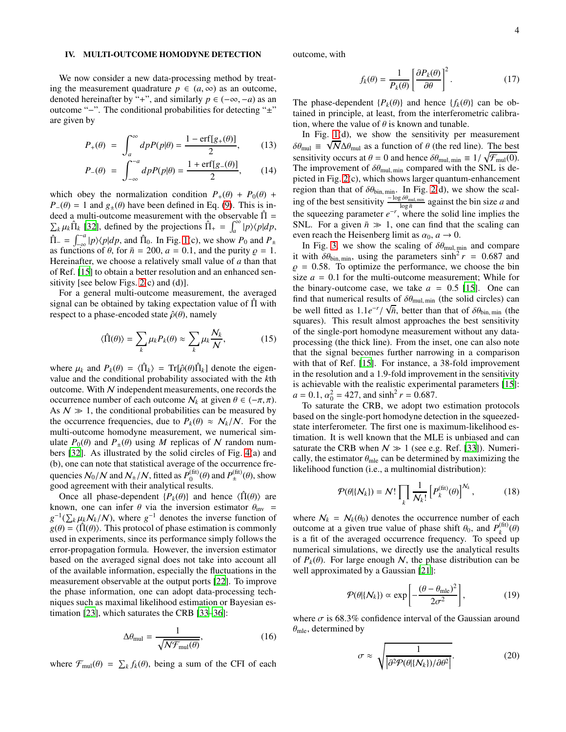## IV. MULTI-OUTCOME HOMODYNE DETECTION

We now consider a new data-processing method by treating the measurement quadrature $p \in (a, \infty)$ as an outcome, denoted hereinafter by "+", and similarly $p \in (-\infty, -a)$ as an outcome "−". The conditional probabilities for detecting "±" are given by

$$P_+(\theta) = \int_a^\infty dp P(p|\theta) = \frac{1 - \text{erf}[g_+(\theta)]}{2}, \tag{13}$$

$$P_-(\theta) = \int_{-\infty}^{-a} dp P(p|\theta) = \frac{1 + \text{erf}[g_-(\theta)]}{2}, \tag{14}$$

which obey the normalization condition $P_+(\theta) + P_0(\theta) + P_-(\theta) = 1$ and $g_\pm(\theta)$ have been defined in Eq. (9). This is indeed a multi-outcome measurement with the observable $\hat{\Pi} = \sum_k \mu_k \hat{\Pi}_k$ [32], defined by the projections $\hat{\Pi}_+ = \int_a^\infty |p\rangle\langle p| dp$, $\hat{\Pi}_- = \int_{-\infty}^{-a} |p\rangle\langle p| dp$, and $\hat{\Pi}_0$. In Fig. 1(c), we show $P_0$ and $P_\pm$ as functions of $\theta$, for $\bar{n} = 200$, $a = 0.1$, and the purity $\varrho = 1$. Hereinafter, we choose a relatively small value of $a$ than that of Ref. [15] to obtain a better resolution and an enhanced sensitivity [see below Figs. 2(c) and (d)].

For a general multi-outcome measurement, the averaged signal can be obtained by taking expectation value of $\hat{\Pi}$ with respect to a phase-encoded state $\hat{\rho}(\theta)$, namely

$$\langle \hat{\Pi}(\theta) \rangle = \sum_k \mu_k P_k(\theta) \approx \sum_k \mu_k \frac{\mathcal{N}_k}{\mathcal{N}}, \tag{15}$$

where $\mu_k$ and $P_k(\theta) = \langle \hat{\Pi}_k \rangle = \text{Tr}[\hat{\rho}(\theta)\hat{\Pi}_k]$ denote the eigenvalue and the conditional probability associated with the $k$th outcome. With $\mathcal{N}$ independent measurements, one records the occurrence number of each outcome $\mathcal{N}_k$ at given $\theta \in (-\pi, \pi)$. As $\mathcal{N} \gg 1$, the conditional probabilities can be measured by the occurrence frequencies, due to $P_k(\theta) \approx \mathcal{N}_k/\mathcal{N}$. For the multi-outcome homodyne measurement, we numerical simulate $P_0(\theta)$ and $P_\pm(\theta)$ using $M$ replicas of $\mathcal{N}$ random numbers [32]. As illustrated by the solid circles of Fig. 4(a) and (b), one can note that statistical average of the occurrence frequencies $\mathcal{N}_0/\mathcal{N}$ and $\mathcal{N}_\pm/\mathcal{N}$, fitted as $P_0^{(\text{fit})}(\theta)$ and $P_\pm^{(\text{fit})}(\theta)$, show good agreement with their analytical results.

Once all phase-dependent $\{P_k(\theta)\}$ and hence $\langle \hat{\Pi}(\theta) \rangle$ are known, one can infer $\theta$ via the inversion estimator $\theta_{\text{inv}} = g^{-1}(\sum_k \mu_k \mathcal{N}_k/\mathcal{N})$, where $g^{-1}$ denotes the inverse function of $g(\theta) = \langle \hat{\Pi}(\theta) \rangle$. This protocol of phase estimation is commonly used in experiments, since its performance simply follows the error-propagation formula. However, the inversion estimator based on the averaged signal does not take into account all of the available information, especially the fluctuations in the measurement observable at the output ports [22]. To improve the phase information, one can adopt data-processing techniques such as maximal likelihood estimation or Bayesian estimation [23], which saturates the CRB [33–36]:

$$\Delta\theta_{\text{mul}} = \frac{1}{\sqrt{\mathcal{N}\mathcal{F}_{\text{mul}}(\theta)}}, \tag{16}$$

where $\mathcal{F}_{\text{mul}}(\theta) = \sum_k f_k(\theta)$, being a sum of the CFI of each outcome, with

$$f_k(\theta) = \frac{1}{P_k(\theta)} \left[ \frac{\partial P_k(\theta)}{\partial \theta} \right]^2. \tag{17}$$

The phase-dependent $\{P_k(\theta)\}$ and hence $\{f_k(\theta)\}$ can be obtained in principle, at least, from the interferometric calibration, where the value of $\theta$ is known and tunable.

In Fig. 1(d), we show the sensitivity per measurement $\delta\theta_{\text{mul}} \equiv \sqrt{\mathcal{N}}\Delta\theta_{\text{mul}}$ as a function of $\theta$ (the red line). The best sensitivity occurs at $\theta = 0$ and hence $\delta\theta_{\text{mul, min}} \equiv 1/\sqrt{\mathcal{F}_{\text{mul}}(0)}$. The improvement of $\delta\theta_{\text{mul, min}}$ compared with the SNL is depicted in Fig. 2(c), which shows larger quantum-enhancement region than that of $\delta\theta_{\text{bin, min}}$. In Fig. 2(d), we show the scaling of the best sensitivity $\frac{-\log \delta\theta_{\text{mul, min}}}{\log \bar{n}}$ against the bin size $a$ and the squeezing parameter $e^{-r}$, where the solid line implies the SNL. For a given $\bar{n} \gg 1$, one can find that the scaling can even reach the Heisenberg limit as $\alpha_0$, $a \to 0$.

In Fig. 3, we show the scaling of $\delta\theta_{\text{mul, min}}$ and compare it with $\delta\theta_{\text{bin, min}}$, using the parameters $\sinh^2 r = 0.687$ and $\varrho = 0.58$. To optimize the performance, we choose the bin size $a = 0.1$ for the multi-outcome measurement; While for the binary-outcome case, we take $a = 0.5$ [15]. One can find that numerical results of $\delta\theta_{\text{mul, min}}$ (the solid circles) can be well fitted as $1.1e^{-r}/\sqrt{\bar{n}}$, better than that of $\delta\theta_{\text{bin, min}}$ (the squares). This result almost approaches the best sensitivity of the single-port homodyne measurement without any data-processing (the thick line). From the inset, one can also note that the signal becomes further narrowing in a comparison with that of Ref. [15]. For instance, a 38-fold improvement in the resolution and a 1.9-fold improvement in the sensitivity is achievable with the realistic experimental parameters [15]: $a = 0.1$, $\alpha_0^2 = 427$, and $\sinh^2 r = 0.687$.

To saturate the CRB, we adopt two estimation protocols based on the single-port homodyne detection in the squeezed-state interferometer. The first one is maximum-likelihood estimation. It is well known that the MLE is unbiased and can saturate the CRB when $\mathcal{N} \gg 1$ (see e.g. Ref. [33]). Numerically, the estimator $\theta_{\text{mle}}$ can be determined by maximizing the likelihood function (i.e., a multinomial distribution):

$$\mathcal{P}(\theta|\{\mathcal{N}_k\}) = \mathcal{N}! \prod_k \frac{1}{\mathcal{N}_k!} \left[ P_k^{(\text{fit})}(\theta) \right]^{\mathcal{N}_k}, \tag{18}$$

where $\mathcal{N}_k = \mathcal{N}_k(\theta_0)$ denotes the occurrence number of each outcome at a given true value of phase shift $\theta_0$, and $P_k^{(\text{fit})}(\theta)$ is a fit of the averaged occurrence frequency. To speed up numerical simulations, we directly use the analytical results of $P_k(\theta)$. For large enough $\mathcal{N}$, the phase distribution can be well approximated by a Gaussian [21]:

$$\mathcal{P}(\theta|\{\mathcal{N}_k\}) \propto \exp\left[ -\frac{(\theta - \theta_{\text{mle}})^2}{2\sigma^2} \right], \tag{19}$$

where $\sigma$ is 68.3% confidence interval of the Gaussian around $\theta_{\text{mle}}$, determined by

$$\sigma \approx \sqrt{\frac{1}{\left| \partial^2 \mathcal{P}(\theta|\{\mathcal{N}_k\})/\partial\theta^2 \right|}}. \tag{20}$$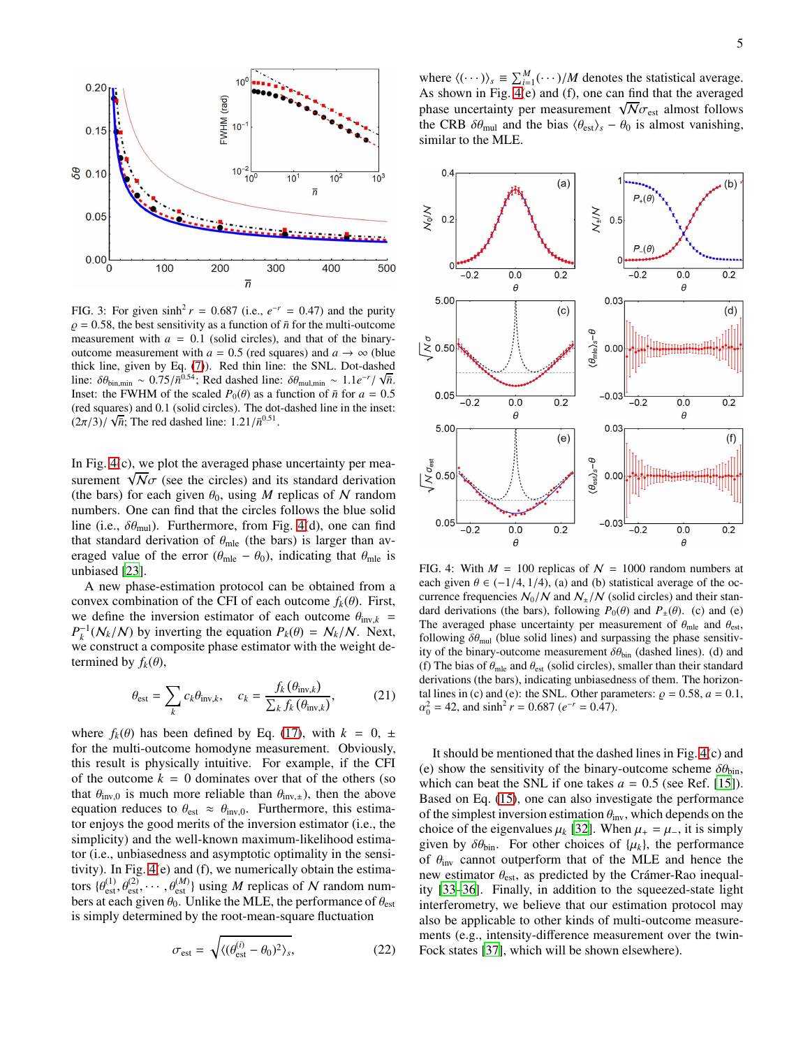FIG. 3: For given $\sinh^2 r = 0.687$ (i.e., $e^{-r} = 0.47$) and the purity $\varrho = 0.58$, the best sensitivity as a function of $\bar{n}$ for the multi-outcome measurement with $a = 0.1$ (solid circles), and that of the binary-outcome measurement with $a = 0.5$ (red squares) and $a \to \infty$ (blue thick line, given by Eq. (7)). Red thin line: the SNL. Dot-dashed line: $\delta\theta_{\rm bin,min} \sim 0.75/\bar{n}^{0.54}$; Red dashed line: $\delta\theta_{\rm mul,min} \sim 1.1e^{-r}/\sqrt{\bar{n}}$. Inset: the FWHM of the scaled $P_0(\theta)$ as a function of $\bar{n}$ for $a = 0.5$ (red squares) and 0.1 (solid circles). The dot-dashed line in the inset: $(2\pi/3)/\sqrt{\bar{n}}$; The red dashed line: $1.21/\bar{n}^{0.51}$.

In Fig. 4(c), we plot the averaged phase uncertainty per measurement $\sqrt{\mathcal{N}}\sigma$ (see the circles) and its standard derivation (the bars) for each given $\theta_0$, using $M$ replicas of $\mathcal{N}$ random numbers. One can find that the circles follows the blue solid line (i.e., $\delta\theta_{\rm mul}$). Furthermore, from Fig. 4(d), one can find that standard derivation of $\theta_{\rm mle}$ (the bars) is larger than averaged value of the error $(\theta_{\rm mle} - \theta_0)$, indicating that $\theta_{\rm mle}$ is unbiased [23].

A new phase-estimation protocol can be obtained from a convex combination of the CFI of each outcome $f_k(\theta)$. First, we define the inversion estimator of each outcome $\theta_{{\rm inv},k} = P_k^{-1}(\mathcal{N}_k/\mathcal{N})$ by inverting the equation $P_k(\theta) = \mathcal{N}_k/\mathcal{N}$. Next, we construct a composite phase estimator with the weight determined by $f_k(\theta)$,

$$\theta_{\rm est} = \sum_k c_k \theta_{{\rm inv},k}, \quad c_k = \frac{f_k(\theta_{{\rm inv},k})}{\sum_k f_k(\theta_{{\rm inv},k})}, \tag{21}$$

where $f_k(\theta)$ has been defined by Eq. (17), with $k = 0, \pm$ for the multi-outcome homodyne measurement. Obviously, this result is physically intuitive. For example, if the CFI of the outcome $k = 0$ dominates over that of the others (so that $\theta_{\rm inv,0}$ is much more reliable than $\theta_{\rm inv,\pm}$), then the above equation reduces to $\theta_{\rm est} \approx \theta_{\rm inv,0}$. Furthermore, this estimator enjoys the good merits of the inversion estimator (i.e., the simplicity) and the well-known maximum-likelihood estimator (i.e., unbiasedness and asymptotic optimality in the sensitivity). In Fig. 4(e) and (f), we numerically obtain the estimators $\{\theta_{\rm est}^{(1)}, \theta_{\rm est}^{(2)}, \cdots, \theta_{\rm est}^{(M)}\}$ using $M$ replicas of $\mathcal{N}$ random numbers at each given $\theta_0$. Unlike the MLE, the performance of $\theta_{\rm est}$ is simply determined by the root-mean-square fluctuation

$$\sigma_{\rm est} = \sqrt{\langle(\theta_{\rm est}^{(i)} - \theta_0)^2\rangle_s}, \tag{22}$$

where $\langle(\cdots)\rangle_s \equiv \sum_{i=1}^M (\cdots)/M$ denotes the statistical average. As shown in Fig. 4(e) and (f), one can find that the averaged phase uncertainty per measurement $\sqrt{\mathcal{N}}\sigma_{\rm est}$ almost follows the CRB $\delta\theta_{\rm mul}$ and the bias $\langle\theta_{\rm est}\rangle_s - \theta_0$ is almost vanishing, similar to the MLE.

FIG. 4: With $M = 100$ replicas of $\mathcal{N} = 1000$ random numbers at each given $\theta \in (-1/4, 1/4)$, (a) and (b) statistical average of the occurrence frequencies $\mathcal{N}_0/\mathcal{N}$ and $\mathcal{N}_\pm/\mathcal{N}$ (solid circles) and their standard derivations (the bars), following $P_0(\theta)$ and $P_\pm(\theta)$. (c) and (e) The averaged phase uncertainty per measurement of $\theta_{\rm mle}$ and $\theta_{\rm est}$, following $\delta\theta_{\rm mul}$ (blue solid lines) and surpassing the phase sensitivity of the binary-outcome measurement $\delta\theta_{\rm bin}$ (dashed lines). (d) and (f) The bias of $\theta_{\rm mle}$ and $\theta_{\rm est}$ (solid circles), smaller than their standard derivations (the bars), indicating unbiasedness of them. The horizontal lines in (c) and (e): the SNL. Other parameters: $\varrho = 0.58$, $a = 0.1$, $\alpha_0^2 = 42$, and $\sinh^2 r = 0.687$ ($e^{-r} = 0.47$).

It should be mentioned that the dashed lines in Fig. 4(c) and (e) show the sensitivity of the binary-outcome scheme $\delta\theta_{\rm bin}$, which can beat the SNL if one takes $a = 0.5$ (see Ref. [15]). Based on Eq. (15), one can also investigate the performance of the simplest inversion estimation $\theta_{\rm inv}$, which depends on the choice of the eigenvalues $\mu_k$ [32]. When $\mu_+ = \mu_-$, it is simply given by $\delta\theta_{\rm bin}$. For other choices of $\{\mu_k\}$, the performance of $\theta_{\rm inv}$ cannot outperform that of the MLE and hence the new estimator $\theta_{\rm est}$, as predicted by the Crámer-Rao inequality [33–36]. Finally, in addition to the squeezed-state light interferometry, we believe that our estimation protocol may also be applicable to other kinds of multi-outcome measurements (e.g., intensity-difference measurement over the twin-Fock states [37], which will be shown elsewhere).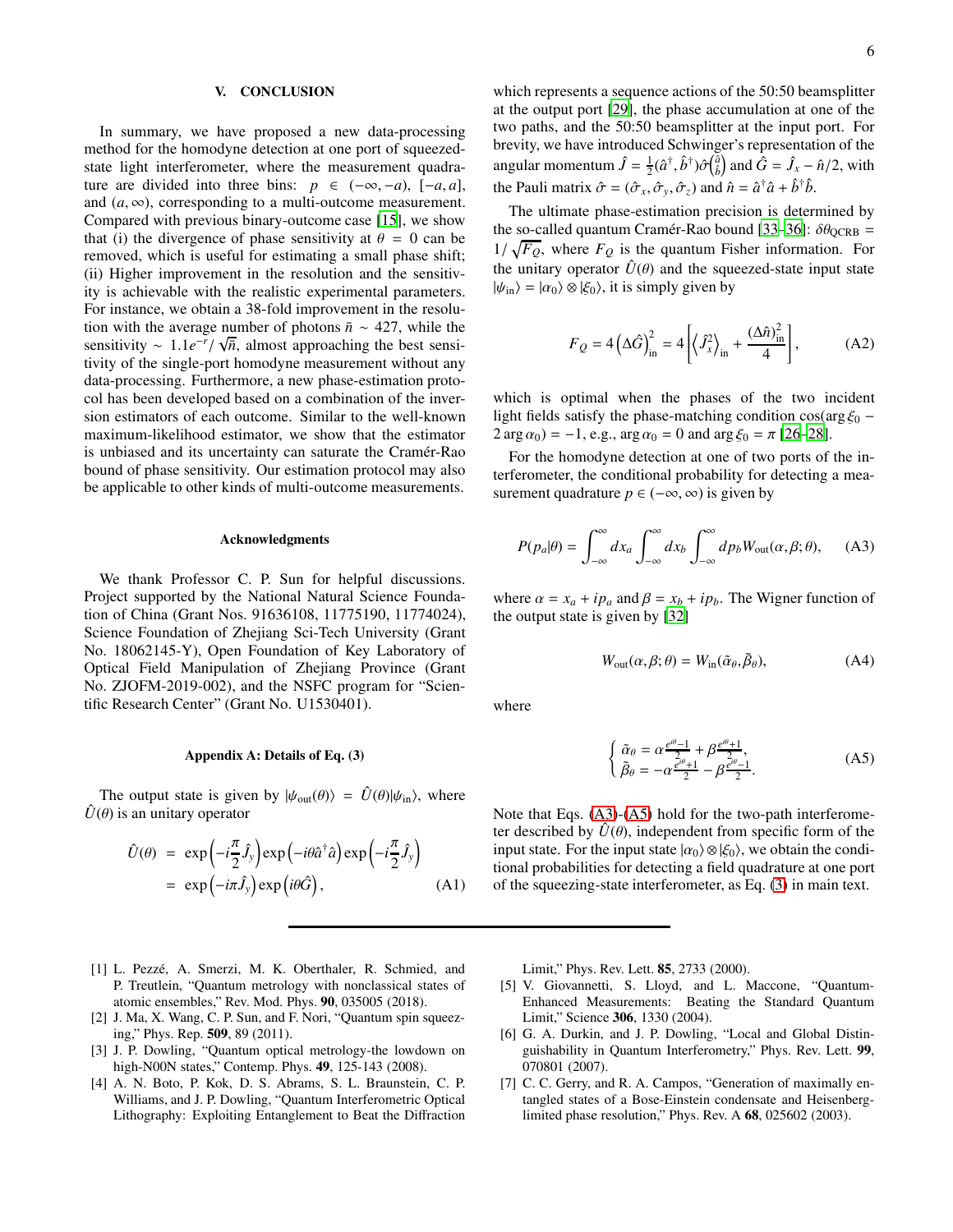## V. CONCLUSION

In summary, we have proposed a new data-processing method for the homodyne detection at one port of squeezed-state light interferometer, where the measurement quadrature are divided into three bins: $p \in (-\infty, -a)$, $[-a, a]$, and $(a, \infty)$, corresponding to a multi-outcome measurement. Compared with previous binary-outcome case [15], we show that (i) the divergence of phase sensitivity at $\theta = 0$ can be removed, which is useful for estimating a small phase shift; (ii) Higher improvement in the resolution and the sensitivity is achievable with the realistic experimental parameters. For instance, we obtain a 38-fold improvement in the resolution with the average number of photons $\bar{n} \sim 427$, while the sensitivity $\sim 1.1e^{-r}/\sqrt{\bar{n}}$, almost approaching the best sensitivity of the single-port homodyne measurement without any data-processing. Furthermore, a new phase-estimation protocol has been developed based on a combination of the inversion estimators of each outcome. Similar to the well-known maximum-likelihood estimator, we show that the estimator is unbiased and its uncertainty can saturate the Cramér-Rao bound of phase sensitivity. Our estimation protocol may also be applicable to other kinds of multi-outcome measurements.

### Acknowledgments

We thank Professor C. P. Sun for helpful discussions. Project supported by the National Natural Science Foundation of China (Grant Nos. 91636108, 11775190, 11774024), Science Foundation of Zhejiang Sci-Tech University (Grant No. 18062145-Y), Open Foundation of Key Laboratory of Optical Field Manipulation of Zhejiang Province (Grant No. ZJOFM-2019-002), and the NSFC program for "Scientific Research Center" (Grant No. U1530401).

### Appendix A: Details of Eq. (3)

The output state is given by $|\psi_{\rm out}(\theta)\rangle = \hat{U}(\theta)|\psi_{\rm in}\rangle$, where $\hat{U}(\theta)$ is an unitary operator

$$\begin{aligned}
\hat{U}(\theta) &= \exp\left(-i\frac{\pi}{2}\hat{J}_y\right)\exp\left(-i\theta\hat{a}^\dagger\hat{a}\right)\exp\left(-i\frac{\pi}{2}\hat{J}_y\right) \\
&= \exp\left(-i\pi\hat{J}_y\right)\exp\left(i\theta\hat{G}\right),
\end{aligned} \tag{A1}$$

which represents a sequence actions of the 50:50 beamsplitter at the output port [29], the phase accumulation at one of the two paths, and the 50:50 beamsplitter at the input port. For brevity, we have introduced Schwinger's representation of the angular momentum $\hat{J} = \frac{1}{2}(\hat{a}^\dagger, \hat{b}^\dagger)\hat{\sigma}\binom{\hat{a}}{\hat{b}}$ and $\hat{G} = \hat{J}_x - \hat{n}/2$, with the Pauli matrix $\hat{\sigma} = (\hat{\sigma}_x, \hat{\sigma}_y, \hat{\sigma}_z)$ and $\hat{n} = \hat{a}^\dagger\hat{a} + \hat{b}^\dagger\hat{b}$.

The ultimate phase-estimation precision is determined by the so-called quantum Cramér-Rao bound [33–36]: $\delta\theta_{\rm QCRB} = 1/\sqrt{F_Q}$, where $F_Q$ is the quantum Fisher information. For the unitary operator $\hat{U}(\theta)$ and the squeezed-state input state $|\psi_{\rm in}\rangle = |\alpha_0\rangle \otimes |\xi_0\rangle$, it is simply given by

$$F_Q = 4\left(\Delta\hat{G}\right)^2_{\rm in} = 4\left[\left\langle\hat{J}_x^2\right\rangle_{\rm in} + \frac{(\Delta\hat{n})^2_{\rm in}}{4}\right], \tag{A2}$$

which is optimal when the phases of the two incident light fields satisfy the phase-matching condition $\cos(\arg\xi_0 - 2\arg\alpha_0) = -1$, e.g., $\arg\alpha_0 = 0$ and $\arg\xi_0 = \pi$ [26–28].

For the homodyne detection at one of two ports of the interferometer, the conditional probability for detecting a measurement quadrature $p \in (-\infty, \infty)$ is given by

$$P(p_a|\theta) = \int_{-\infty}^{\infty} dx_a \int_{-\infty}^{\infty} dx_b \int_{-\infty}^{\infty} dp_b W_{\rm out}(\alpha, \beta; \theta), \tag{A3}$$

where $\alpha = x_a + ip_a$ and $\beta = x_b + ip_b$. The Wigner function of the output state is given by [32]

$$W_{\rm out}(\alpha, \beta; \theta) = W_{\rm in}(\tilde{\alpha}_\theta, \tilde{\beta}_\theta), \tag{A4}$$

where

$$\begin{cases} \tilde{\alpha}_\theta = \alpha\frac{e^{i\theta}-1}{2} + \beta\frac{e^{i\theta}+1}{2}, \\ \tilde{\beta}_\theta = -\alpha\frac{e^{i\theta}+1}{2} - \beta\frac{e^{i\theta}-1}{2}. \end{cases} \tag{A5}$$

Note that Eqs. (A3)-(A5) hold for the two-path interferometer described by $\hat{U}(\theta)$, independent from specific form of the input state. For the input state $|\alpha_0\rangle \otimes |\xi_0\rangle$, we obtain the conditional probabilities for detecting a field quadrature at one port of the squeezing-state interferometer, as Eq. (3) in main text.

---

[1] L. Pezzé, A. Smerzi, M. K. Oberthaler, R. Schmied, and P. Treutlein, "Quantum metrology with nonclassical states of atomic ensembles," Rev. Mod. Phys. **90**, 035005 (2018).

[2] J. Ma, X. Wang, C. P. Sun, and F. Nori, "Quantum spin squeezing," Phys. Rep. **509**, 89 (2011).

[3] J. P. Dowling, "Quantum optical metrology-the lowdown on high-N00N states," Contemp. Phys. **49**, 125-143 (2008).

[4] A. N. Boto, P. Kok, D. S. Abrams, S. L. Braunstein, C. P. Williams, and J. P. Dowling, "Quantum Interferometric Optical Lithography: Exploiting Entanglement to Beat the Diffraction Limit," Phys. Rev. Lett. **85**, 2733 (2000).

[5] V. Giovannetti, S. Lloyd, and L. Maccone, "Quantum-Enhanced Measurements: Beating the Standard Quantum Limit," Science **306**, 1330 (2004).

[6] G. A. Durkin, and J. P. Dowling, "Local and Global Distinguishability in Quantum Interferometry," Phys. Rev. Lett. **99**, 070801 (2007).

[7] C. C. Gerry, and R. A. Campos, "Generation of maximally entangled states of a Bose-Einstein condensate and Heisenberg-limited phase resolution," Phys. Rev. A **68**, 025602 (2003).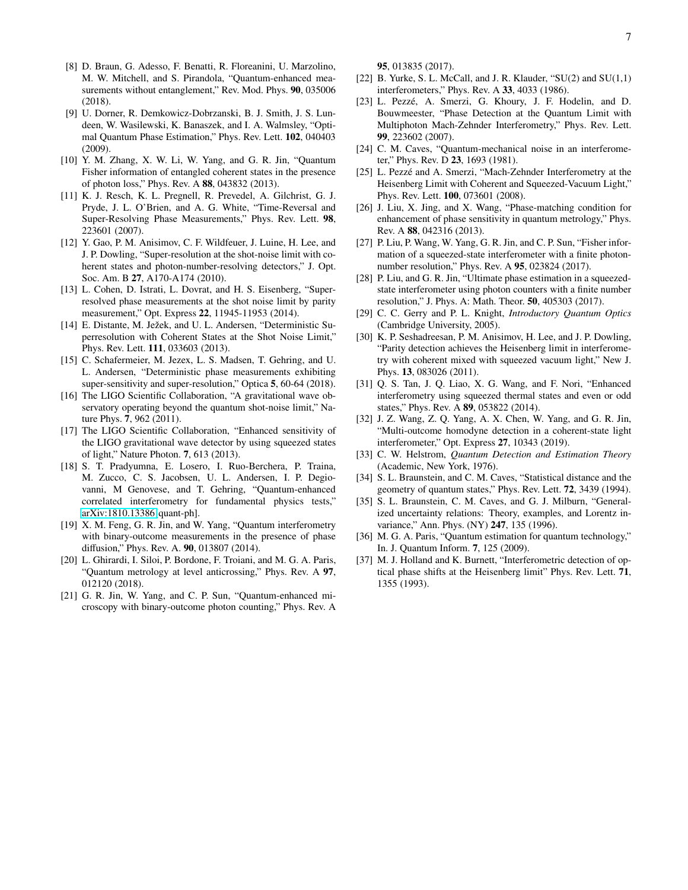[8] D. Braun, G. Adesso, F. Benatti, R. Floreanini, U. Marzolino, M. W. Mitchell, and S. Pirandola, "Quantum-enhanced measurements without entanglement," Rev. Mod. Phys. **90**, 035006 (2018).

[9] U. Dorner, R. Demkowicz-Dobrzanski, B. J. Smith, J. S. Lundeen, W. Wasilewski, K. Banaszek, and I. A. Walmsley, "Optimal Quantum Phase Estimation," Phys. Rev. Lett. **102**, 040403 (2009).

[10] Y. M. Zhang, X. W. Li, W. Yang, and G. R. Jin, "Quantum Fisher information of entangled coherent states in the presence of photon loss," Phys. Rev. A **88**, 043832 (2013).

[11] K. J. Resch, K. L. Pregnell, R. Prevedel, A. Gilchrist, G. J. Pryde, J. L. O'Brien, and A. G. White, "Time-Reversal and Super-Resolving Phase Measurements," Phys. Rev. Lett. **98**, 223601 (2007).

[12] Y. Gao, P. M. Anisimov, C. F. Wildfeuer, J. Luine, H. Lee, and J. P. Dowling, "Super-resolution at the shot-noise limit with coherent states and photon-number-resolving detectors," J. Opt. Soc. Am. B **27**, A170-A174 (2010).

[13] L. Cohen, D. Istrati, L. Dovrat, and H. S. Eisenberg, "Super-resolved phase measurements at the shot noise limit by parity measurement," Opt. Express **22**, 11945-11953 (2014).

[14] E. Distante, M. Ježek, and U. L. Andersen, "Deterministic Superresolution with Coherent States at the Shot Noise Limit," Phys. Rev. Lett. **111**, 033603 (2013).

[15] C. Schafermeier, M. Jezex, L. S. Madsen, T. Gehring, and U. L. Andersen, "Deterministic phase measurements exhibiting super-sensitivity and super-resolution," Optica **5**, 60-64 (2018).

[16] The LIGO Scientific Collaboration, "A gravitational wave observatory operating beyond the quantum shot-noise limit," Nature Phys. **7**, 962 (2011).

[17] The LIGO Scientific Collaboration, "Enhanced sensitivity of the LIGO gravitational wave detector by using squeezed states of light," Nature Photon. **7**, 613 (2013).

[18] S. T. Pradyumna, E. Losero, I. Ruo-Berchera, P. Traina, M. Zucco, C. S. Jacobsen, U. L. Andersen, I. P. Degiovanni, M Genovese, and T. Gehring, "Quantum-enhanced correlated interferometry for fundamental physics tests," arXiv:1810.13386 [quant-ph].

[19] X. M. Feng, G. R. Jin, and W. Yang, "Quantum interferometry with binary-outcome measurements in the presence of phase diffusion," Phys. Rev. A. **90**, 013807 (2014).

[20] L. Ghirardi, I. Siloi, P. Bordone, F. Troiani, and M. G. A. Paris, "Quantum metrology at level anticrossing," Phys. Rev. A **97**, 012120 (2018).

[21] G. R. Jin, W. Yang, and C. P. Sun, "Quantum-enhanced microscopy with binary-outcome photon counting," Phys. Rev. A **95**, 013835 (2017).

[22] B. Yurke, S. L. McCall, and J. R. Klauder, "SU(2) and SU(1,1) interferometers," Phys. Rev. A **33**, 4033 (1986).

[23] L. Pezzé, A. Smerzi, G. Khoury, J. F. Hodelin, and D. Bouwmeester, "Phase Detection at the Quantum Limit with Multiphoton Mach-Zehnder Interferometry," Phys. Rev. Lett. **99**, 223602 (2007).

[24] C. M. Caves, "Quantum-mechanical noise in an interferometer," Phys. Rev. D **23**, 1693 (1981).

[25] L. Pezzé and A. Smerzi, "Mach-Zehnder Interferometry at the Heisenberg Limit with Coherent and Squeezed-Vacuum Light," Phys. Rev. Lett. **100**, 073601 (2008).

[26] J. Liu, X. Jing, and X. Wang, "Phase-matching condition for enhancement of phase sensitivity in quantum metrology," Phys. Rev. A **88**, 042316 (2013).

[27] P. Liu, P. Wang, W. Yang, G. R. Jin, and C. P. Sun, "Fisher information of a squeezed-state interferometer with a finite photon-number resolution," Phys. Rev. A **95**, 023824 (2017).

[28] P. Liu, and G. R. Jin, "Ultimate phase estimation in a squeezed-state interferometer using photon counters with a finite number resolution," J. Phys. A: Math. Theor. **50**, 405303 (2017).

[29] C. C. Gerry and P. L. Knight, *Introductory Quantum Optics* (Cambridge University, 2005).

[30] K. P. Seshadreesan, P. M. Anisimov, H. Lee, and J. P. Dowling, "Parity detection achieves the Heisenberg limit in interferometry with coherent mixed with squeezed vacuum light," New J. Phys. **13**, 083026 (2011).

[31] Q. S. Tan, J. Q. Liao, X. G. Wang, and F. Nori, "Enhanced interferometry using squeezed thermal states and even or odd states," Phys. Rev. A **89**, 053822 (2014).

[32] J. Z. Wang, Z. Q. Yang, A. X. Chen, W. Yang, and G. R. Jin, "Multi-outcome homodyne detection in a coherent-state light interferometer," Opt. Express **27**, 10343 (2019).

[33] C. W. Helstrom, *Quantum Detection and Estimation Theory* (Academic, New York, 1976).

[34] S. L. Braunstein, and C. M. Caves, "Statistical distance and the geometry of quantum states," Phys. Rev. Lett. **72**, 3439 (1994).

[35] S. L. Braunstein, C. M. Caves, and G. J. Milburn, "Generalized uncertainty relations: Theory, examples, and Lorentz invariance," Ann. Phys. (NY) **247**, 135 (1996).

[36] M. G. A. Paris, "Quantum estimation for quantum technology," In. J. Quantum Inform. **7**, 125 (2009).

[37] M. J. Holland and K. Burnett, "Interferometric detection of optical phase shifts at the Heisenberg limit" Phys. Rev. Lett. **71**, 1355 (1993).